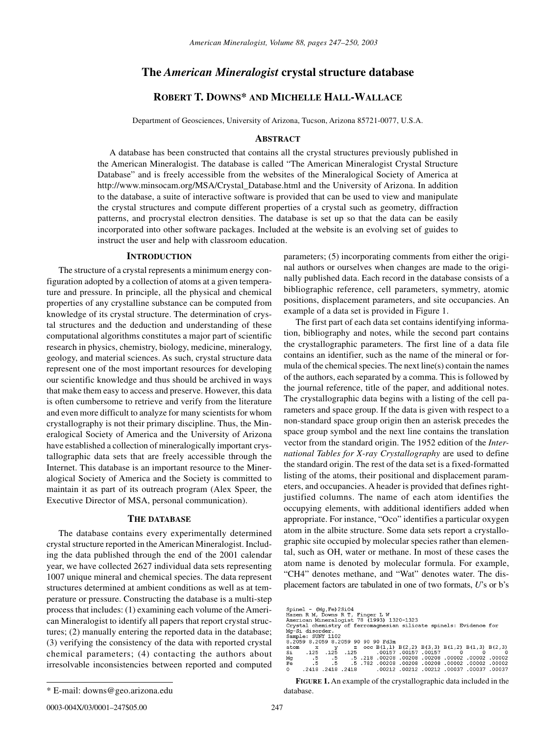# The *American Mineralogist* crystal structure database

## ROBERT T. DOWNS* AND MICHELLE HALL-WALLACE

Department of Geosciences, University of Arizona, Tucson, Arizona 85721-0077, U.S.A.

## ABSTRACT

A database has been constructed that contains all the crystal structures previously published in the American Mineralogist. The database is called "The American Mineralogist Crystal Structure Database" and is freely accessible from the websites of the Mineralogical Society of America at http://www.minsocam.org/MSA/Crystal_Database.html and the University of Arizona. In addition to the database, a suite of interactive software is provided that can be used to view and manipulate the crystal structures and compute different properties of a crystal such as geometry, diffraction patterns, and procrystal electron densities. The database is set up so that the data can be easily incorporated into other software packages. Included at the website is an evolving set of guides to instruct the user and help with classroom education.

## INTRODUCTION

The structure of a crystal represents a minimum energy configuration adopted by a collection of atoms at a given temperature and pressure. In principle, all the physical and chemical properties of any crystalline substance can be computed from knowledge of its crystal structure. The determination of crystal structures and the deduction and understanding of these computational algorithms constitutes a major part of scientific research in physics, chemistry, biology, medicine, mineralogy, geology, and material sciences. As such, crystal structure data represent one of the most important resources for developing our scientific knowledge and thus should be archived in ways that make them easy to access and preserve. However, this data is often cumbersome to retrieve and verify from the literature and even more difficult to analyze for many scientists for whom crystallography is not their primary discipline. Thus, the Mineralogical Society of America and the University of Arizona have established a collection of mineralogically important crystallographic data sets that are freely accessible through the Internet. This database is an important resource to the Mineralogical Society of America and the Society is committed to maintain it as part of its outreach program (Alex Speer, the Executive Director of MSA, personal communication).

## THE DATABASE

The database contains every experimentally determined crystal structure reported in the American Mineralogist. Including the data published through the end of the 2001 calendar year, we have collected 2627 individual data sets representing 1007 unique mineral and chemical species. The data represent structures determined at ambient conditions as well as at temperature or pressure. Constructing the database is a multi-step process that includes: (1) examining each volume of the American Mineralogist to identify all papers that report crystal structures; (2) manually entering the reported data in the database; (3) verifying the consistency of the data with reported crystal chemical parameters; (4) contacting the authors about irresolvable inconsistencies between reported and computed parameters; (5) incorporating comments from either the original authors or ourselves when changes are made to the originally published data. Each record in the database consists of a bibliographic reference, cell parameters, symmetry, atomic positions, displacement parameters, and site occupancies. An example of a data set is provided in Figure 1.

The first part of each data set contains identifying information, bibliography and notes, while the second part contains the crystallographic parameters. The first line of a data file contains an identifier, such as the name of the mineral or formula of the chemical species. The next line(s) contain the names of the authors, each separated by a comma. This is followed by the journal reference, title of the paper, and additional notes. The crystallographic data begins with a listing of the cell parameters and space group. If the data is given with respect to a non-standard space group origin then an asterisk precedes the space group symbol and the next line contains the translation vector from the standard origin. The 1952 edition of the *International Tables for X-ray Crystallography* are used to define the standard origin. The rest of the data set is a fixed-formatted listing of the atoms, their positional and displacement parameters, and occupancies. A header is provided that defines right-justified columns. The name of each atom identifies the occupying elements, with additional identifiers added when appropriate. For instance, "Oco" identifies a particular oxygen atom in the albite structure. Some data sets report a crystallographic site occupied by molecular species rather than elemental, such as OH, water or methane. In most of these cases the atom name is denoted by molecular formula. For example, "CH4" denotes methane, and "Wat" denotes water. The displacement factors are tabulated in one of two formats, *U*'s or b's

```
Spinel - (Mg,Fe)2SiO4
Hazen R M, Downs R T, Finger L W
American Mineralogist 78 (1993) 1320-1323
Crystal chemistry of ferromagnesian silicate spinels: Evidence for
Mg-Si disorder.
Sample: SUNY 1102
8.2059 8.2059 8.2059 90 90 90 Fd3m
atom     x     y     z  occ B(1,1) B(2,2) B(3,3) B(1,2) B(1,3) B(2,3)
Si    .125  .125  .125      .00157 .00157 .00157      0      0      0
Mg      .5    .5    .5 .218 .00208 .00208 .00208 .00002 .00002 .00002
Fe      .5    .5    .5 .782 .00208 .00208 .00208 .00002 .00002 .00002
O    .2418 .2418 .2418      .00212 .00212 .00212 .00037 .00037 .00037
```

**FIGURE 1.** An example of the crystallographic data included in the database.

\* E-mail: downs@geo.arizona.edu

0003-004X/03/0001–247$05.00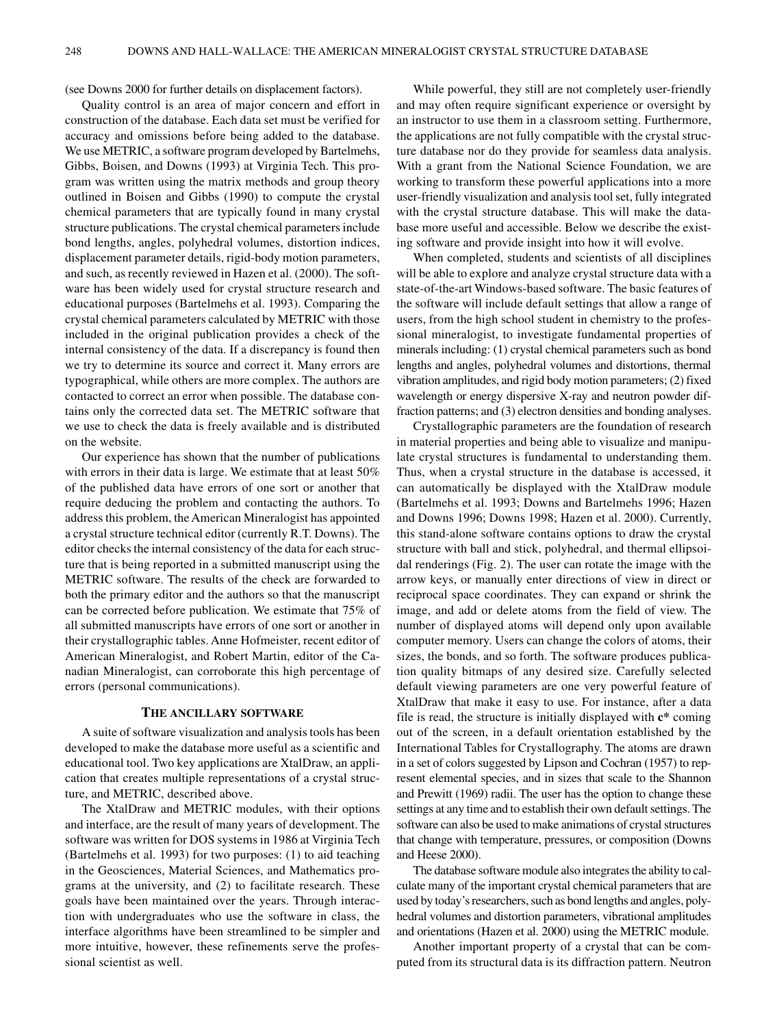(see Downs 2000 for further details on displacement factors).

Quality control is an area of major concern and effort in construction of the database. Each data set must be verified for accuracy and omissions before being added to the database. We use METRIC, a software program developed by Bartelmehs, Gibbs, Boisen, and Downs (1993) at Virginia Tech. This program was written using the matrix methods and group theory outlined in Boisen and Gibbs (1990) to compute the crystal chemical parameters that are typically found in many crystal structure publications. The crystal chemical parameters include bond lengths, angles, polyhedral volumes, distortion indices, displacement parameter details, rigid-body motion parameters, and such, as recently reviewed in Hazen et al. (2000). The software has been widely used for crystal structure research and educational purposes (Bartelmehs et al. 1993). Comparing the crystal chemical parameters calculated by METRIC with those included in the original publication provides a check of the internal consistency of the data. If a discrepancy is found then we try to determine its source and correct it. Many errors are typographical, while others are more complex. The authors are contacted to correct an error when possible. The database contains only the corrected data set. The METRIC software that we use to check the data is freely available and is distributed on the website.

Our experience has shown that the number of publications with errors in their data is large. We estimate that at least 50% of the published data have errors of one sort or another that require deducing the problem and contacting the authors. To address this problem, the American Mineralogist has appointed a crystal structure technical editor (currently R.T. Downs). The editor checks the internal consistency of the data for each structure that is being reported in a submitted manuscript using the METRIC software. The results of the check are forwarded to both the primary editor and the authors so that the manuscript can be corrected before publication. We estimate that 75% of all submitted manuscripts have errors of one sort or another in their crystallographic tables. Anne Hofmeister, recent editor of American Mineralogist, and Robert Martin, editor of the Canadian Mineralogist, can corroborate this high percentage of errors (personal communications).

## THE ANCILLARY SOFTWARE

A suite of software visualization and analysis tools has been developed to make the database more useful as a scientific and educational tool. Two key applications are XtalDraw, an application that creates multiple representations of a crystal structure, and METRIC, described above.

The XtalDraw and METRIC modules, with their options and interface, are the result of many years of development. The software was written for DOS systems in 1986 at Virginia Tech (Bartelmehs et al. 1993) for two purposes: (1) to aid teaching in the Geosciences, Material Sciences, and Mathematics programs at the university, and (2) to facilitate research. These goals have been maintained over the years. Through interaction with undergraduates who use the software in class, the interface algorithms have been streamlined to be simpler and more intuitive, however, these refinements serve the professional scientist as well.

While powerful, they still are not completely user-friendly and may often require significant experience or oversight by an instructor to use them in a classroom setting. Furthermore, the applications are not fully compatible with the crystal structure database nor do they provide for seamless data analysis. With a grant from the National Science Foundation, we are working to transform these powerful applications into a more user-friendly visualization and analysis tool set, fully integrated with the crystal structure database. This will make the database more useful and accessible. Below we describe the existing software and provide insight into how it will evolve.

When completed, students and scientists of all disciplines will be able to explore and analyze crystal structure data with a state-of-the-art Windows-based software. The basic features of the software will include default settings that allow a range of users, from the high school student in chemistry to the professional mineralogist, to investigate fundamental properties of minerals including: (1) crystal chemical parameters such as bond lengths and angles, polyhedral volumes and distortions, thermal vibration amplitudes, and rigid body motion parameters; (2) fixed wavelength or energy dispersive X-ray and neutron powder diffraction patterns; and (3) electron densities and bonding analyses.

Crystallographic parameters are the foundation of research in material properties and being able to visualize and manipulate crystal structures is fundamental to understanding them. Thus, when a crystal structure in the database is accessed, it can automatically be displayed with the XtalDraw module (Bartelmehs et al. 1993; Downs and Bartelmehs 1996; Hazen and Downs 1996; Downs 1998; Hazen et al. 2000). Currently, this stand-alone software contains options to draw the crystal structure with ball and stick, polyhedral, and thermal ellipsoidal renderings (Fig. 2). The user can rotate the image with the arrow keys, or manually enter directions of view in direct or reciprocal space coordinates. They can expand or shrink the image, and add or delete atoms from the field of view. The number of displayed atoms will depend only upon available computer memory. Users can change the colors of atoms, their sizes, the bonds, and so forth. The software produces publication quality bitmaps of any desired size. Carefully selected default viewing parameters are one very powerful feature of XtalDraw that make it easy to use. For instance, after a data file is read, the structure is initially displayed with **c*** coming out of the screen, in a default orientation established by the International Tables for Crystallography. The atoms are drawn in a set of colors suggested by Lipson and Cochran (1957) to represent elemental species, and in sizes that scale to the Shannon and Prewitt (1969) radii. The user has the option to change these settings at any time and to establish their own default settings. The software can also be used to make animations of crystal structures that change with temperature, pressures, or composition (Downs and Heese 2000).

The database software module also integrates the ability to calculate many of the important crystal chemical parameters that are used by today's researchers, such as bond lengths and angles, polyhedral volumes and distortion parameters, vibrational amplitudes and orientations (Hazen et al. 2000) using the METRIC module.

Another important property of a crystal that can be computed from its structural data is its diffraction pattern. Neutron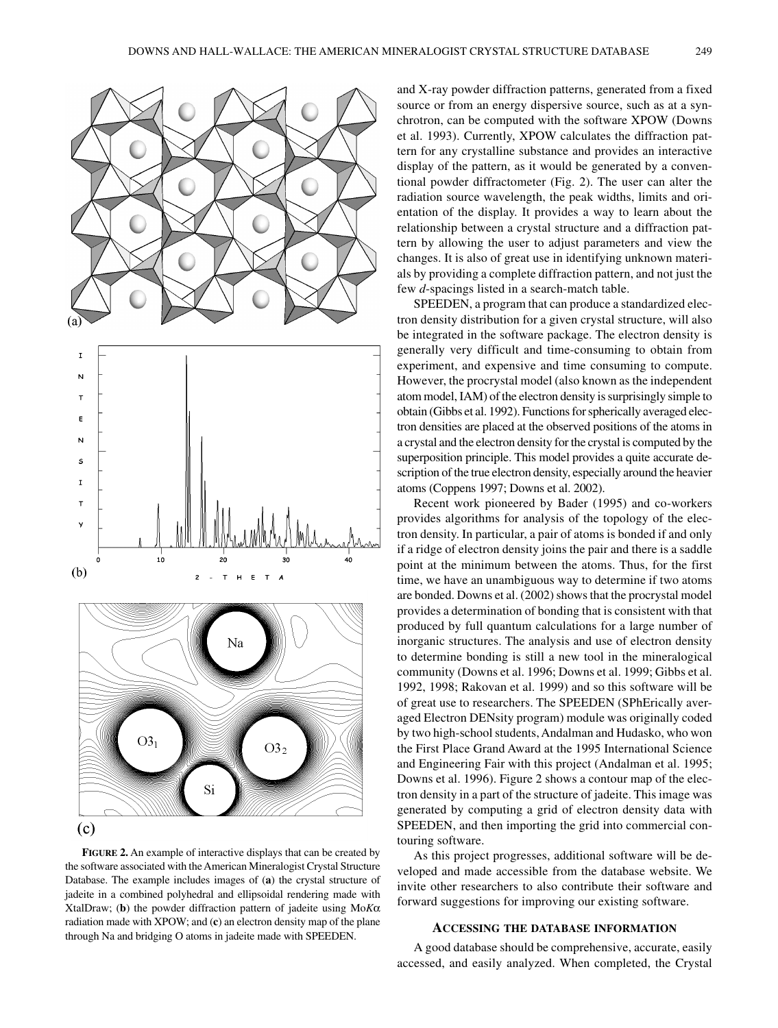and X-ray powder diffraction patterns, generated from a fixed source or from an energy dispersive source, such as at a synchrotron, can be computed with the software XPOW (Downs et al. 1993). Currently, XPOW calculates the diffraction pattern for any crystalline substance and provides an interactive display of the pattern, as it would be generated by a conventional powder diffractometer (Fig. 2). The user can alter the radiation source wavelength, the peak widths, limits and orientation of the display. It provides a way to learn about the relationship between a crystal structure and a diffraction pattern by allowing the user to adjust parameters and view the changes. It is also of great use in identifying unknown materials by providing a complete diffraction pattern, and not just the few *d*-spacings listed in a search-match table.

SPEEDEN, a program that can produce a standardized electron density distribution for a given crystal structure, will also be integrated in the software package. The electron density is generally very difficult and time-consuming to obtain from experiment, and expensive and time consuming to compute. However, the procrystal model (also known as the independent atom model, IAM) of the electron density is surprisingly simple to obtain (Gibbs et al. 1992). Functions for spherically averaged electron densities are placed at the observed positions of the atoms in a crystal and the electron density for the crystal is computed by the superposition principle. This model provides a quite accurate description of the true electron density, especially around the heavier atoms (Coppens 1997; Downs et al. 2002).

Recent work pioneered by Bader (1995) and co-workers provides algorithms for analysis of the topology of the electron density. In particular, a pair of atoms is bonded if and only if a ridge of electron density joins the pair and there is a saddle point at the minimum between the atoms. Thus, for the first time, we have an unambiguous way to determine if two atoms are bonded. Downs et al. (2002) shows that the procrystal model provides a determination of bonding that is consistent with that produced by full quantum calculations for a large number of inorganic structures. The analysis and use of electron density to determine bonding is still a new tool in the mineralogical community (Downs et al. 1996; Downs et al. 1999; Gibbs et al. 1992, 1998; Rakovan et al. 1999) and so this software will be of great use to researchers. The SPEEDEN (SPhErically averaged Electron DENsity program) module was originally coded by two high-school students, Andalman and Hudasko, who won the First Place Grand Award at the 1995 International Science and Engineering Fair with this project (Andalman et al. 1995; Downs et al. 1996). Figure 2 shows a contour map of the electron density in a part of the structure of jadeite. This image was generated by computing a grid of electron density data with SPEEDEN, and then importing the grid into commercial contouring software.

As this project progresses, additional software will be developed and made accessible from the database website. We invite other researchers to also contribute their software and forward suggestions for improving our existing software.

**FIGURE 2.** An example of interactive displays that can be created by the software associated with the American Mineralogist Crystal Structure Database. The example includes images of (**a**) the crystal structure of jadeite in a combined polyhedral and ellipsoidal rendering made with XtalDraw; (**b**) the powder diffraction pattern of jadeite using Mo$K\alpha$ radiation made with XPOW; and (**c**) an electron density map of the plane through Na and bridging O atoms in jadeite made with SPEEDEN.

## ACCESSING THE DATABASE INFORMATION

A good database should be comprehensive, accurate, easily accessed, and easily analyzed. When completed, the Crystal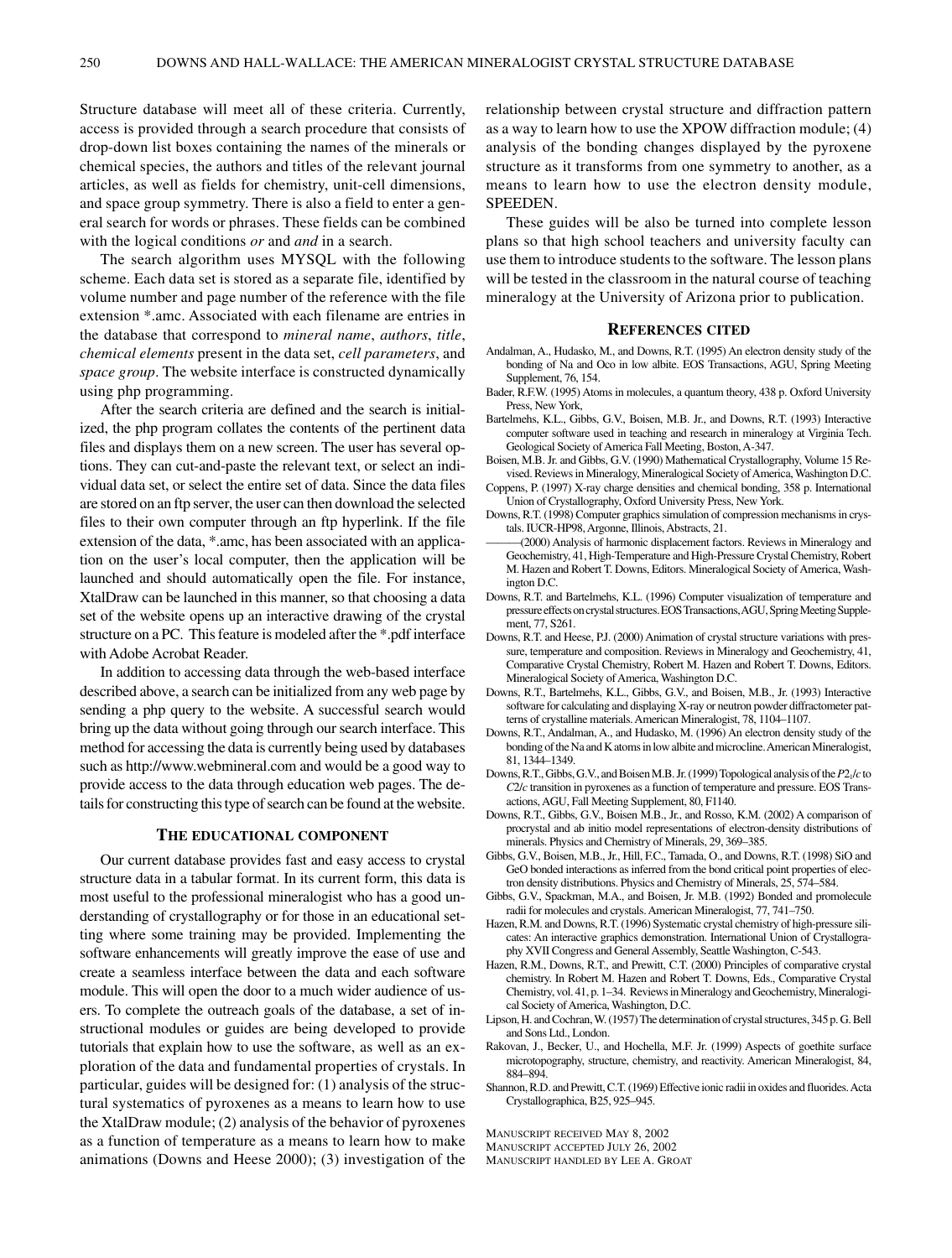Structure database will meet all of these criteria. Currently, access is provided through a search procedure that consists of drop-down list boxes containing the names of the minerals or chemical species, the authors and titles of the relevant journal articles, as well as fields for chemistry, unit-cell dimensions, and space group symmetry. There is also a field to enter a general search for words or phrases. These fields can be combined with the logical conditions *or* and *and* in a search.

The search algorithm uses MYSQL with the following scheme. Each data set is stored as a separate file, identified by volume number and page number of the reference with the file extension *.amc. Associated with each filename are entries in the database that correspond to *mineral name*, *authors*, *title*, *chemical elements* present in the data set, *cell parameters*, and *space group*. The website interface is constructed dynamically using php programming.

After the search criteria are defined and the search is initialized, the php program collates the contents of the pertinent data files and displays them on a new screen. The user has several options. They can cut-and-paste the relevant text, or select an individual data set, or select the entire set of data. Since the data files are stored on an ftp server, the user can then download the selected files to their own computer through an ftp hyperlink. If the file extension of the data, *.amc, has been associated with a application on the user's local computer, then the application will be launched and should automatically open the file. For instance, XtalDraw can be launched in this manner, so that choosing a data set of the website opens up an interactive drawing of the crystal structure on a PC. This feature is modeled after the *.pdf interface with Adobe Acrobat Reader.

In addition to accessing data through the web-based interface described above, a search can be initialized from any web page by sending a php query to the website. A successful search would bring up the data without going through our search interface. This method for accessing the data is currently being used by databases such as http://www.webmineral.com and would be a good way to provide access to the data through education web pages. The details for constructing this type of search can be found at the website.

## The educational component

Our current database provides fast and easy access to crystal structure data in a tabular format. In its current form, this data is most useful to the professional mineralogist who has a good understanding of crystallography or for those in an educational setting where some training may be provided. Implementing the software enhancements will greatly improve the ease of use and create a seamless interface between the data and each software module. This will open the door to a much wider audience of users. To complete the outreach goals of the database, a set of instructional modules or guides are being developed to provide tutorials that explain how to use the software, as well as an exploration of the data and fundamental properties of crystals. In particular, guides will be designed for: (1) analysis of the structural systematics of pyroxenes as a means to learn how to use the XtalDraw module; (2) analysis of the behavior of pyroxenes as a function of temperature as a means to learn how to make animations (Downs and Heese 2000); (3) investigation of the relationship between crystal structure and diffraction pattern as a way to learn how to use the XPOW diffraction module; (4) analysis of the bonding changes displayed by the pyroxene structure as it transforms from one symmetry to another, as a means to learn how to use the electron density module, SPEEDEN.

These guides will be also be turned into complete lesson plans so that high school teachers and university faculty can use them to introduce students to the software. The lesson plans will be tested in the classroom in the natural course of teaching mineralogy at the University of Arizona prior to publication.

## References cited

Andalman, A., Hudasko, M., and Downs, R.T. (1995) An electron density study of the bonding of Na and Oco in low albite. EOS Transactions, AGU, Spring Meeting Supplement, 76, 154.

Bader, R.F.W. (1995) Atoms in molecules, a quantum theory, 438 p. Oxford University Press, New York,

Bartelmehs, K.L., Gibbs, G.V., Boisen, M.B. Jr., and Downs, R.T. (1993) Interactive computer software used in teaching and research in mineralogy at Virginia Tech. Geological Society of America Fall Meeting, Boston, A-347.

Boisen, M.B. Jr. and Gibbs, G.V. (1990) Mathematical Crystallography, Volume 15 Revised. Reviews in Mineralogy, Mineralogical Society of America, Washington D.C.

Coppens, P. (1997) X-ray charge densities and chemical bonding, 358 p. International Union of Crystallography, Oxford University Press, New York.

Downs, R.T. (1998) Computer graphics simulation of compression mechanisms in crystals. IUCR-HP98, Argonne, Illinois, Abstracts, 21.

———(2000) Analysis of harmonic displacement factors. Reviews in Mineralogy and Geochemistry, 41, High-Temperature and High-Pressure Crystal Chemistry, Robert M. Hazen and Robert T. Downs, Editors. Mineralogical Society of America, Washington D.C.

Downs, R.T. and Bartelmehs, K.L. (1996) Computer visualization of temperature and pressure effects on crystal structures. EOS Transactions, AGU, Spring Meeting Supplement, 77, S261.

Downs, R.T. and Heese, P.J. (2000) Animation of crystal structure variations with pressure, temperature and composition. Reviews in Mineralogy and Geochemistry, 41, Comparative Crystal Chemistry, Robert M. Hazen and Robert T. Downs, Editors. Mineralogical Society of America, Washington D.C.

Downs, R.T., Bartelmehs, K.L., Gibbs, G.V., and Boisen, M.B., Jr. (1993) Interactive software for calculating and displaying X-ray or neutron powder diffractometer patterns of crystalline materials. American Mineralogist, 78, 1104–1107.

Downs, R.T., Andalman, A., and Hudasko, M. (1996) An electron density study of the bonding of the Na and K atoms in low albite and microcline. American Mineralogist, 81, 1344–1349.

Downs, R.T., Gibbs, G.V., and Boisen M.B. Jr. (1999) Topological analysis of the $P2_1/c$ to $C2/c$ transition in pyroxenes as a function of temperature and pressure. EOS Transactions, AGU, Fall Meeting Supplement, 80, F1140.

Downs, R.T., Gibbs, G.V., Boisen M.B., Jr., and Rosso, K.M. (2002) A comparison of procrystal and ab initio model representations of electron-density distributions of minerals. Physics and Chemistry of Minerals, 29, 369–385.

Gibbs, G.V., Boisen, M.B., Jr., Hill, F.C., Tamada, O., and Downs, R.T. (1998) SiO and GeO bonded interactions as inferred from the bond critical point properties of electron density distributions. Physics and Chemistry of Minerals, 25, 574–584.

Gibbs, G.V., Spackman, M.A., and Boisen, Jr. M.B. (1992) Bonded and promolecule radii for molecules and crystals. American Mineralogist, 77, 741–750.

Hazen, R.M. and Downs, R.T. (1996) Systematic crystal chemistry of high-pressure silicates: An interactive graphics demonstration. International Union of Crystallography XVII Congress and General Assembly, Seattle Washington, C-543.

Hazen, R.M., Downs, R.T., and Prewitt, C.T. (2000) Principles of comparative crystal chemistry. In Robert M. Hazen and Robert T. Downs, Eds., Comparative Crystal Chemistry, vol. 41, p. 1–34. Reviews in Mineralogy and Geochemistry, Mineralogical Society of America, Washington, D.C.

Lipson, H. and Cochran, W. (1957) The determination of crystal structures, 345 p. G. Bell and Sons Ltd., London.

Rakovan, J., Becker, U., and Hochella, M.F. Jr. (1999) Aspects of goethite surface microtopography, structure, chemistry, and reactivity. American Mineralogist, 84, 884–894.

Shannon, R.D. and Prewitt, C.T. (1969) Effective ionic radii in oxides and fluorides. Acta Crystallographica, B25, 925–945.

Manuscript received May 8, 2002
Manuscript accepted July 26, 2002
Manuscript handled by Lee A. Groat